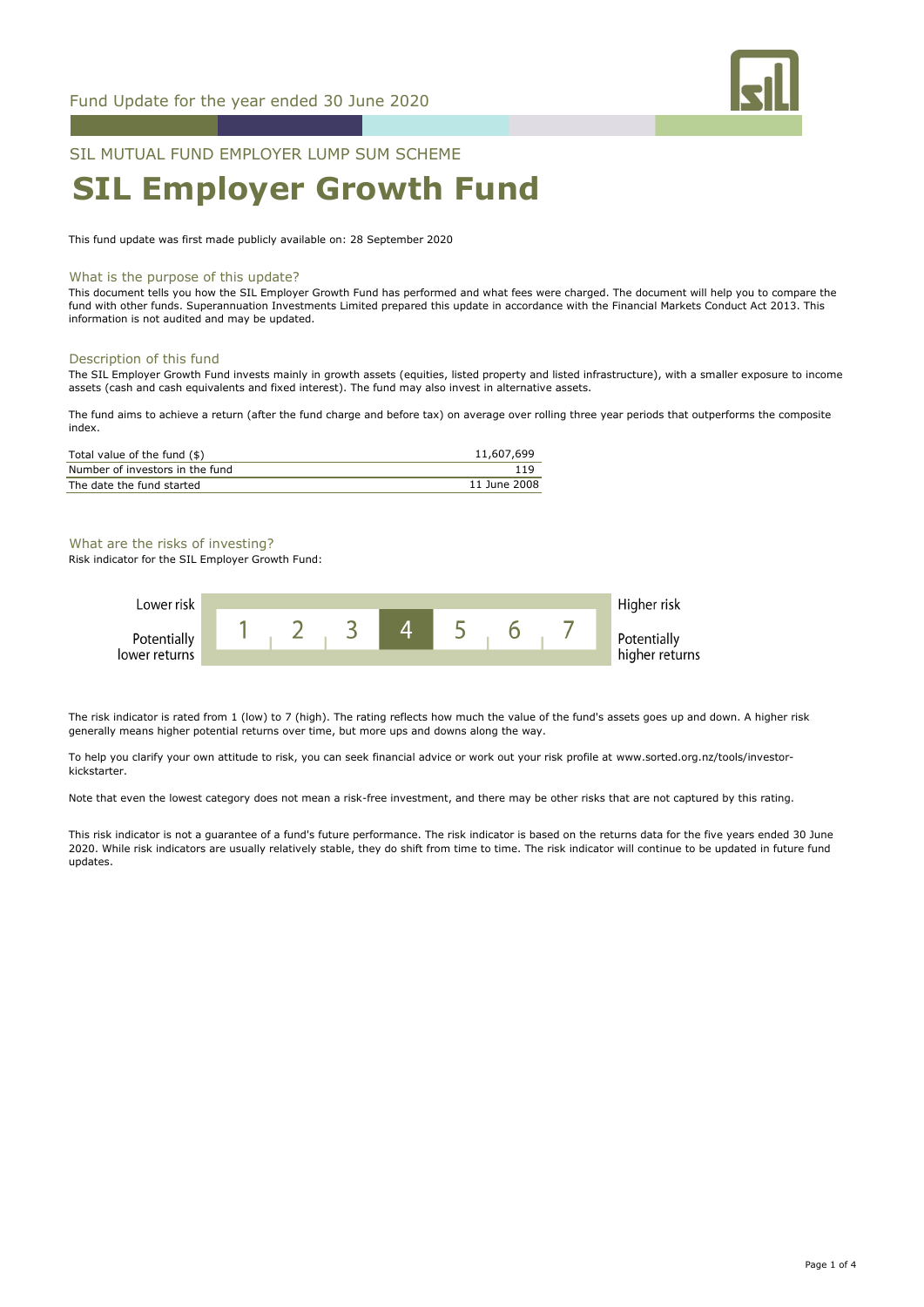Fund Update for the year ended 30 June 2020

SIL MUTUAL FUND EMPLOYER LUMP SUM SCHEME

# SIL Employer Growth Fund

This fund update was first made publicly available on: 28 September 2020

## What is the purpose of this update?

This document tells you how the SIL Employer Growth Fund has performed and what fees were charged. The document will help you to compare the fund with other funds. Superannuation Investments Limited prepared this update in accordance with the Financial Markets Conduct Act 2013. This information is not audited and may be updated.

## Description of this fund

The SIL Employer Growth Fund invests mainly in growth assets (equities, listed property and listed infrastructure), with a smaller exposure to income assets (cash and cash equivalents and fixed interest). The fund may also invest in alternative assets.

The fund aims to achieve a return (after the fund charge and before tax) on average over rolling three year periods that outperforms the composite index.

| | |
|---|---|
| Total value of the fund ($) | 11,607,699 |
| Number of investors in the fund | 119 |
| The date the fund started | 11 June 2008 |

## What are the risks of investing?

Risk indicator for the SIL Employer Growth Fund:

| Lower risk / Potentially lower returns | 1 | 2 | 3 | **4** | 5 | 6 | 7 | Higher risk / Potentially higher returns |
|---|---|---|---|---|---|---|---|---|

The risk indicator is rated from 1 (low) to 7 (high). The rating reflects how much the value of the fund's assets goes up and down. A higher risk generally means higher potential returns over time, but more ups and downs along the way.

To help you clarify your own attitude to risk, you can seek financial advice or work out your risk profile at www.sorted.org.nz/tools/investor-kickstarter.

Note that even the lowest category does not mean a risk-free investment, and there may be other risks that are not captured by this rating.

This risk indicator is not a guarantee of a fund's future performance. The risk indicator is based on the returns data for the five years ended 30 June 2020. While risk indicators are usually relatively stable, they do shift from time to time. The risk indicator will continue to be updated in future fund updates.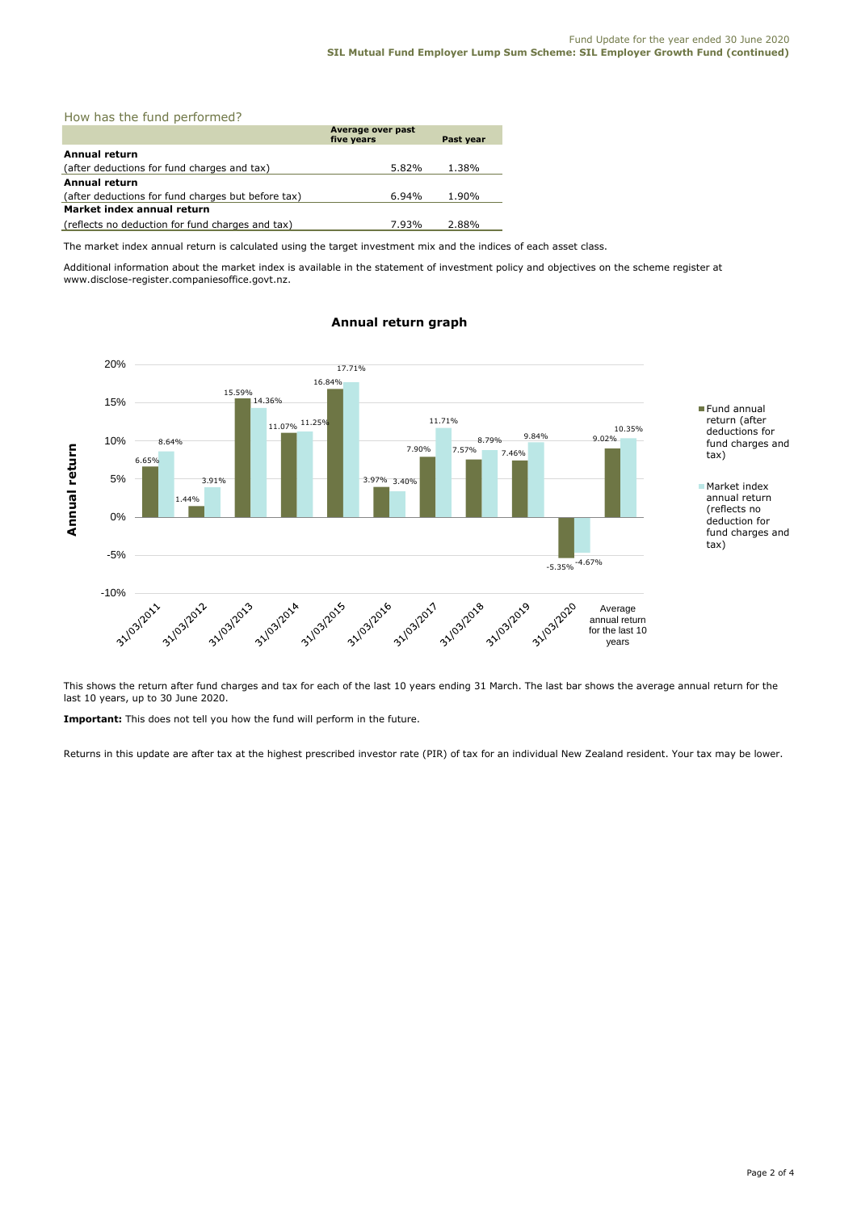## How has the fund performed?

| | Average over past five years | Past year |
|---|---|---|
| **Annual return** | | |
| (after deductions for fund charges and tax) | 5.82% | 1.38% |
| **Annual return** | | |
| (after deductions for fund charges but before tax) | 6.94% | 1.90% |
| **Market index annual return** | | |
| (reflects no deduction for fund charges and tax) | 7.93% | 2.88% |

The market index annual return is calculated using the target investment mix and the indices of each asset class.

Additional information about the market index is available in the statement of investment policy and objectives on the scheme register at www.disclose-register.companiesoffice.govt.nz.

### Annual return graph

| | Fund annual return (after deductions for fund charges and tax) | Market index annual return (reflects no deduction for fund charges and tax) |
|---|---|---|
| 31/03/2011 | 6.65% | 8.64% |
| 31/03/2012 | 1.44% | 3.91% |
| 31/03/2013 | 15.59% | 14.36% |
| 31/03/2014 | 11.07% | 11.25% |
| 31/03/2015 | 16.84% | 17.71% |
| 31/03/2016 | 3.97% | 3.40% |
| 31/03/2017 | 7.90% | 11.71% |
| 31/03/2018 | 7.57% | 8.79% |
| 31/03/2019 | 7.46% | 9.84% |
| 31/03/2020 | -5.35% | -4.67% |
| Average annual return for the last 10 years | 9.02% | 10.35% |

This shows the return after fund charges and tax for each of the last 10 years ending 31 March. The last bar shows the average annual return for the last 10 years, up to 30 June 2020.

**Important:** This does not tell you how the fund will perform in the future.

Returns in this update are after tax at the highest prescribed investor rate (PIR) of tax for an individual New Zealand resident. Your tax may be lower.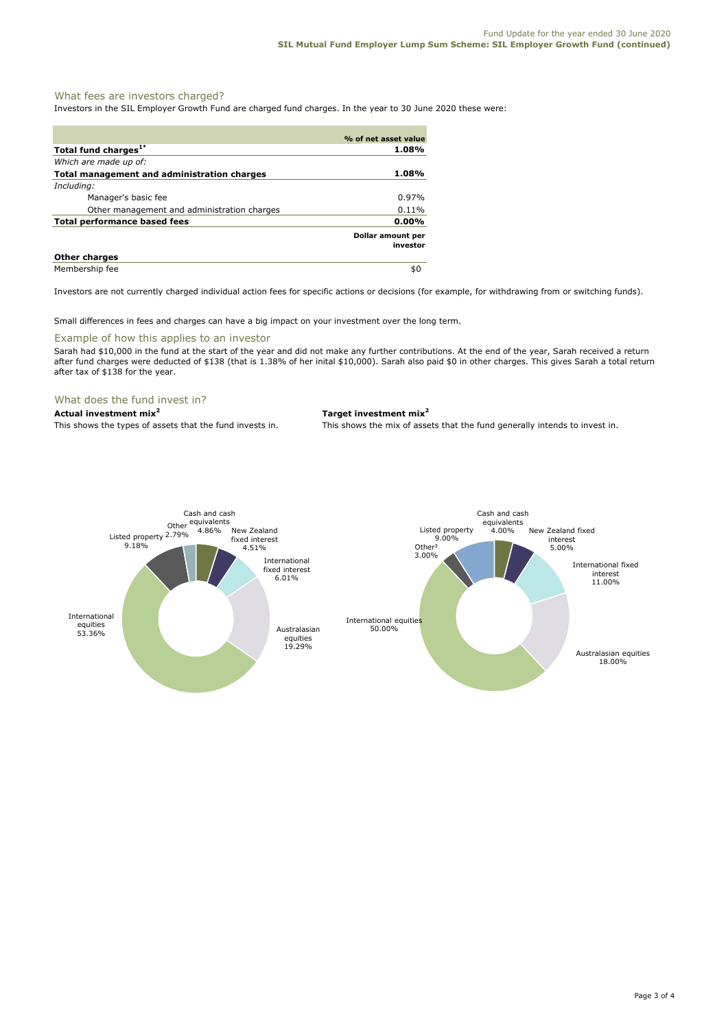## What fees are investors charged?

Investors in the SIL Employer Growth Fund are charged fund charges. In the year to 30 June 2020 these were:

| | % of net asset value |
|---|---|
| **Total fund charges[1*]** | **1.08%** |
| *Which are made up of:* | |
| **Total management and administration charges** | **1.08%** |
| *Including:* | |
| Manager's basic fee | 0.97% |
| Other management and administration charges | 0.11% |
| **Total performance based fees** | **0.00%** |
| | **Dollar amount per investor** |
| **Other charges** | |
| Membership fee | $0 |

Investors are not currently charged individual action fees for specific actions or decisions (for example, for withdrawing from or switching funds).

Small differences in fees and charges can have a big impact on your investment over the long term.

## Example of how this applies to an investor

Sarah had $10,000 in the fund at the start of the year and did not make any further contributions. At the end of the year, Sarah received a return after fund charges were deducted of $138 (that is 1.38% of her inital $10,000). Sarah also paid $0 in other charges. This gives Sarah a total return after tax of $138 for the year.

## What does the fund invest in?

**Actual investment mix[2]**

This shows the types of assets that the fund invests in.

| Asset | % |
|---|---|
| Cash and cash equivalents | 4.86% |
| New Zealand fixed interest | 4.51% |
| International fixed interest | 6.01% |
| Australasian equities | 19.29% |
| International equities | 53.36% |
| Listed property | 9.18% |
| Other | 2.79% |

**Target investment mix[2]**

This shows the mix of assets that the fund generally intends to invest in.

| Asset | % |
|---|---|
| Cash and cash equivalents | 4.00% |
| New Zealand fixed interest | 5.00% |
| International fixed interest | 11.00% |
| Australasian equities | 18.00% |
| International equities | 50.00% |
| Listed property | 9.00% |
| Other[3] | 3.00% |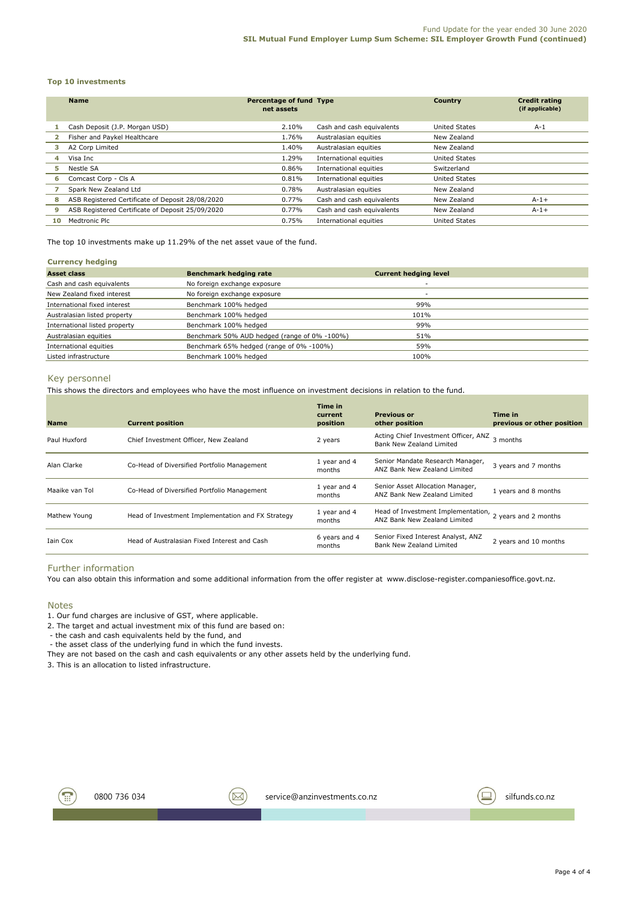### Top 10 investments

| | Name | Percentage of fund net assets | Type | Country | Credit rating (if applicable) |
|---|---|---|---|---|---|
| 1 | Cash Deposit (J.P. Morgan USD) | 2.10% | Cash and cash equivalents | United States | A-1 |
| 2 | Fisher and Paykel Healthcare | 1.76% | Australasian equities | New Zealand | |
| 3 | A2 Corp Limited | 1.40% | Australasian equities | New Zealand | |
| 4 | Visa Inc | 1.29% | International equities | United States | |
| 5 | Nestle SA | 0.86% | International equities | Switzerland | |
| 6 | Comcast Corp - Cls A | 0.81% | International equities | United States | |
| 7 | Spark New Zealand Ltd | 0.78% | Australasian equities | New Zealand | |
| 8 | ASB Registered Certificate of Deposit 28/08/2020 | 0.77% | Cash and cash equivalents | New Zealand | A-1+ |
| 9 | ASB Registered Certificate of Deposit 25/09/2020 | 0.77% | Cash and cash equivalents | New Zealand | A-1+ |
| 10 | Medtronic Plc | 0.75% | International equities | United States | |

The top 10 investments make up 11.29% of the net asset vaue of the fund.

### Currency hedging

| Asset class | Benchmark hedging rate | Current hedging level |
|---|---|---|
| Cash and cash equivalents | No foreign exchange exposure | - |
| New Zealand fixed interest | No foreign exchange exposure | - |
| International fixed interest | Benchmark 100% hedged | 99% |
| Australasian listed property | Benchmark 100% hedged | 101% |
| International listed property | Benchmark 100% hedged | 99% |
| Australasian equities | Benchmark 50% AUD hedged (range of 0% -100%) | 51% |
| International equities | Benchmark 65% hedged (range of 0% -100%) | 59% |
| Listed infrastructure | Benchmark 100% hedged | 100% |

## Key personnel

This shows the directors and employees who have the most influence on investment decisions in relation to the fund.

| Name | Current position | Time in current position | Previous or other position | Time in previous or other position |
|---|---|---|---|---|
| Paul Huxford | Chief Investment Officer, New Zealand | 2 years | Acting Chief Investment Officer, ANZ Bank New Zealand Limited | 3 months |
| Alan Clarke | Co-Head of Diversified Portfolio Management | 1 year and 4 months | Senior Mandate Research Manager, ANZ Bank New Zealand Limited | 3 years and 7 months |
| Maaike van Tol | Co-Head of Diversified Portfolio Management | 1 year and 4 months | Senior Asset Allocation Manager, ANZ Bank New Zealand Limited | 1 years and 8 months |
| Mathew Young | Head of Investment Implementation and FX Strategy | 1 year and 4 months | Head of Investment Implementation, ANZ Bank New Zealand Limited | 2 years and 2 months |
| Iain Cox | Head of Australasian Fixed Interest and Cash | 6 years and 4 months | Senior Fixed Interest Analyst, ANZ Bank New Zealand Limited | 2 years and 10 months |

## Further information

You can also obtain this information and some additional information from the offer register at www.disclose-register.companiesoffice.govt.nz.

## Notes

1. Our fund charges are inclusive of GST, where applicable.
2. The target and actual investment mix of this fund are based on:
 - the cash and cash equivalents held by the fund, and
 - the asset class of the underlying fund in which the fund invests.

They are not based on the cash and cash equivalents or any other assets held by the underlying fund.

3. This is an allocation to listed infrastructure.

0800 736 034 service@anzinvestments.co.nz silfunds.co.nz